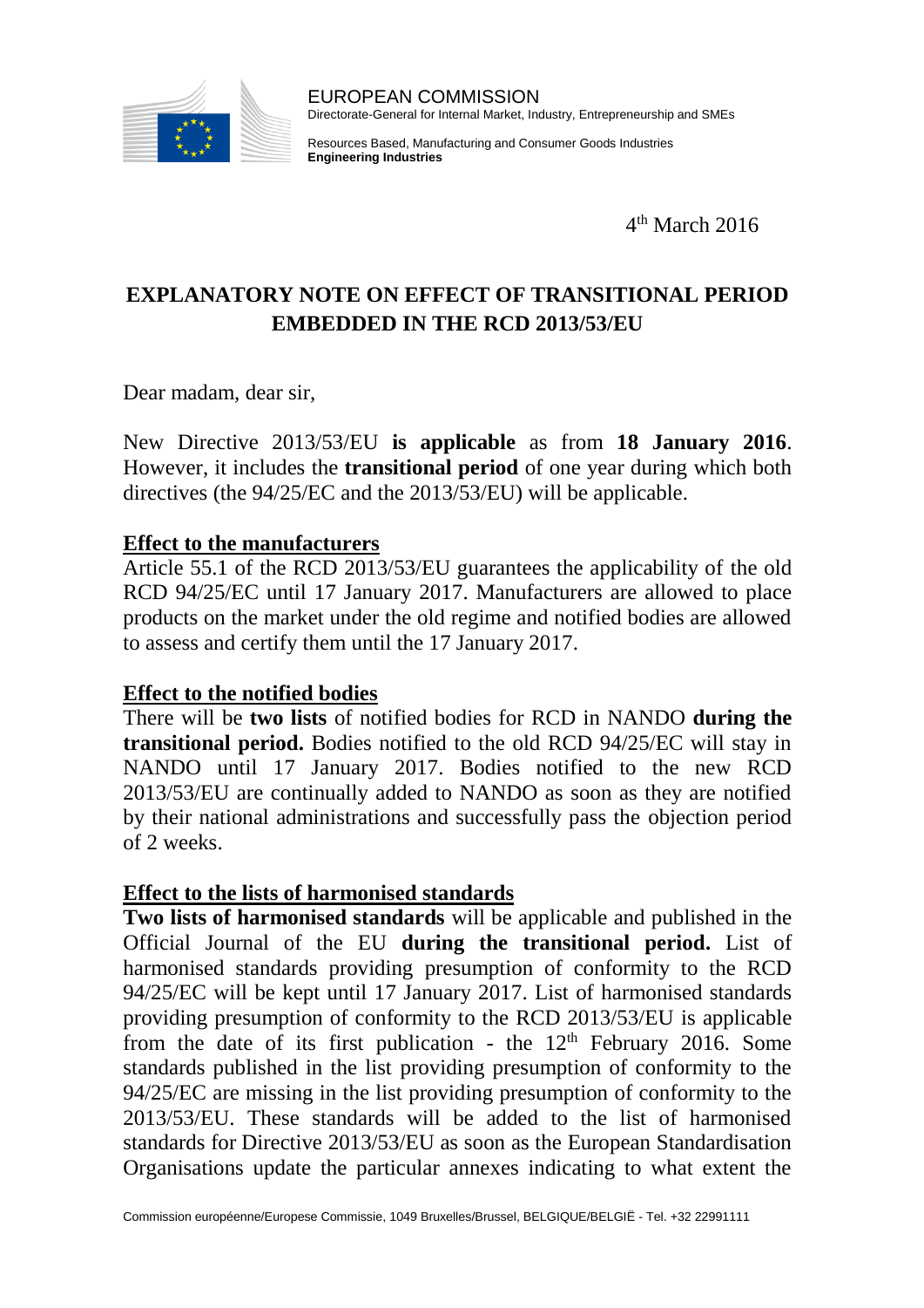EUROPEAN COMMISSION
Directorate-General for Internal Market, Industry, Entrepreneurship and SMEs

Resources Based, Manufacturing and Consumer Goods Industries
**Engineering Industries**

4th March 2016

# EXPLANATORY NOTE ON EFFECT OF TRANSITIONAL PERIOD EMBEDDED IN THE RCD 2013/53/EU

Dear madam, dear sir,

New Directive 2013/53/EU **is applicable** as from **18 January 2016**. However, it includes the **transitional period** of one year during which both directives (the 94/25/EC and the 2013/53/EU) will be applicable.

## Effect to the manufacturers

Article 55.1 of the RCD 2013/53/EU guarantees the applicability of the old RCD 94/25/EC until 17 January 2017. Manufacturers are allowed to place products on the market under the old regime and notified bodies are allowed to assess and certify them until the 17 January 2017.

## Effect to the notified bodies

There will be **two lists** of notified bodies for RCD in NANDO **during the transitional period.** Bodies notified to the old RCD 94/25/EC will stay in NANDO until 17 January 2017. Bodies notified to the new RCD 2013/53/EU are continually added to NANDO as soon as they are notified by their national administrations and successfully pass the objection period of 2 weeks.

## Effect to the lists of harmonised standards

**Two lists of harmonised standards** will be applicable and published in the Official Journal of the EU **during the transitional period.** List of harmonised standards providing presumption of conformity to the RCD 94/25/EC will be kept until 17 January 2017. List of harmonised standards providing presumption of conformity to the RCD 2013/53/EU is applicable from the date of its first publication - the 12th February 2016. Some standards published in the list providing presumption of conformity to the 94/25/EC are missing in the list providing presumption of conformity to the 2013/53/EU. These standards will be added to the list of harmonised standards for Directive 2013/53/EU as soon as the European Standardisation Organisations update the particular annexes indicating to what extent the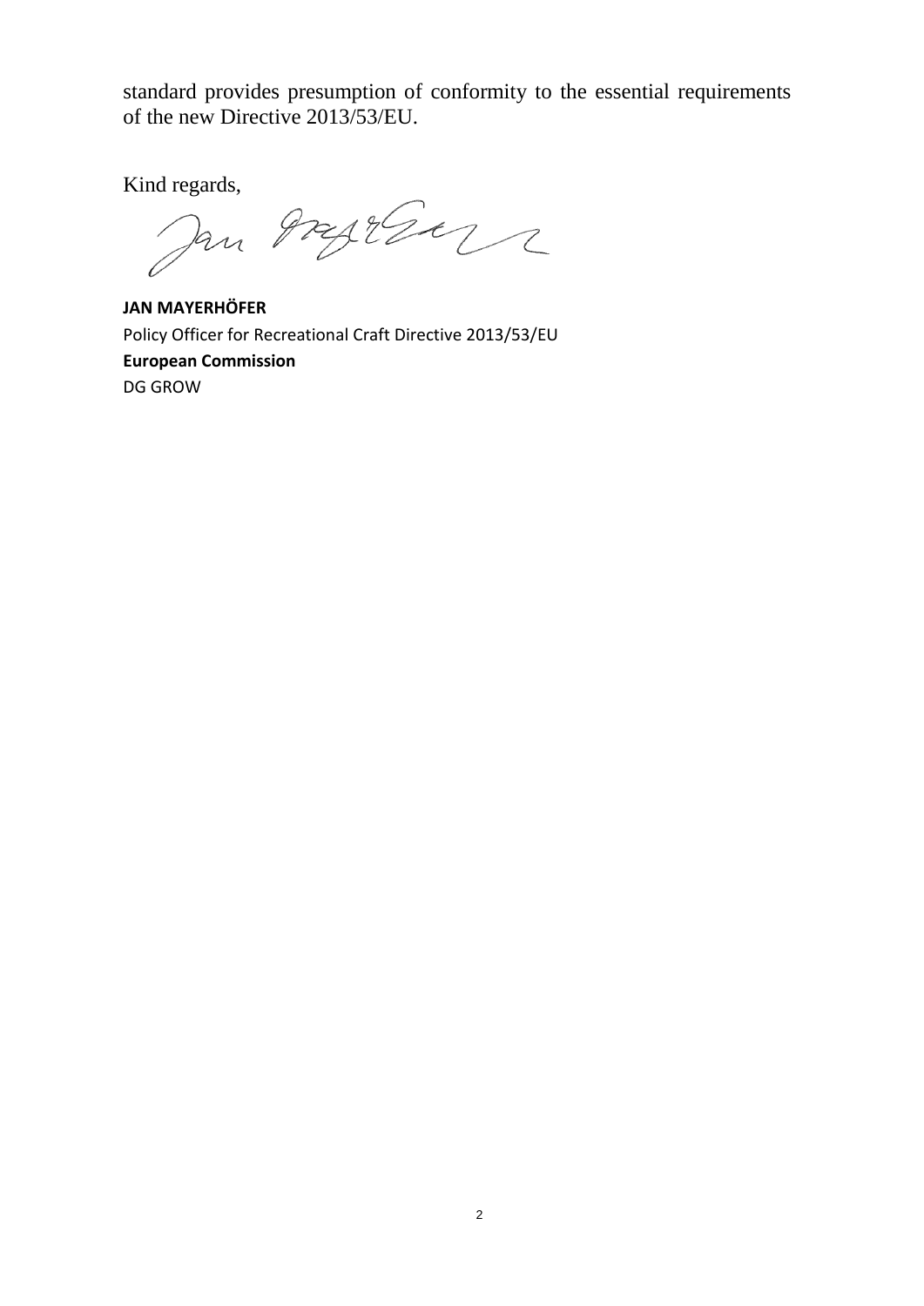standard provides presumption of conformity to the essential requirements of the new Directive 2013/53/EU.

Kind regards,

**JAN MAYERHÖFER**
Policy Officer for Recreational Craft Directive 2013/53/EU
**European Commission**
DG GROW